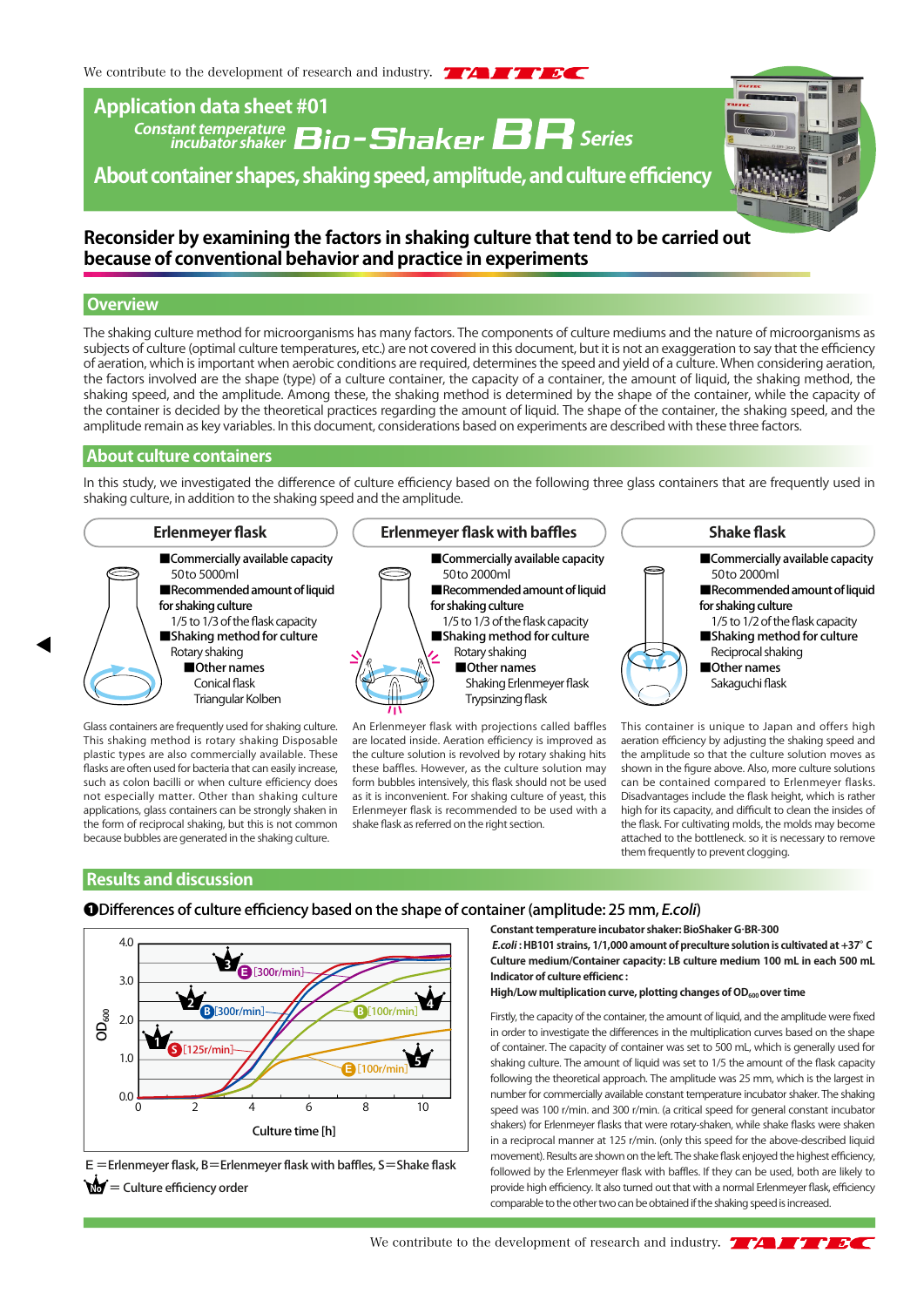We contribute to the development of research and industry. TAITEC

# Application data sheet #01

Constant temperature incubator shaker **Bio-Shaker BR Series**

## About container shapes, shaking speed, amplitude, and culture efficiency

**Reconsider by examining the factors in shaking culture that tend to be carried out because of conventional behavior and practice in experiments**

## Overview

The shaking culture method for microorganisms has many factors. The components of culture mediums and the nature of microorganisms as subjects of culture (optimal culture temperatures, etc.) are not covered in this document, but it is not an exaggeration to say that the efficiency of aeration, which is important when aerobic conditions are required, determines the speed and yield of a culture. When considering aeration, the factors involved are the shape (type) of a culture container, the capacity of a container, the amount of liquid, the shaking method, the shaking speed, and the amplitude. Among these, the shaking method is determined by the shape of the container, while the capacity of the container is decided by the theoretical practices regarding the amount of liquid. The shape of the container, the shaking speed, and the amplitude remain as key variables. In this document, considerations based on experiments are described with these three factors.

## About culture containers

In this study, we investigated the difference of culture efficiency based on the following three glass containers that are frequently used in shaking culture, in addition to the shaking speed and the amplitude.

### Erlenmeyer flask

- **Commercially available capacity**
  50to 5000ml
- **Recommended amount of liquid for shaking culture**
  1/5 to 1/3 of the flask capacity
- **Shaking method for culture**
  Rotary shaking
- **Other names**
  Conical flask
  Triangular Kolben

Glass containers are frequently used for shaking culture. This shaking method is rotary shaking Disposable plastic types are also commercially available. These flasks are often used for bacteria that can easily increase, such as colon bacilli or when culture efficiency does not especially matter. Other than shaking culture applications, glass containers can be strongly shaken in the form of reciprocal shaking, but this is not common because bubbles are generated in the shaking culture.

### Erlenmeyer flask with baffles

- **Commercially available capacity**
  50to 2000ml
- **Recommended amount of liquid for shaking culture**
  1/5 to 1/3 of the flask capacity
- **Shaking method for culture**
  Rotary shaking
- **Other names**
  Shaking Erlenmeyer flask
  Trypsinzing flask

An Erlenmeyer flask with projections called baffles are located inside. Aeration efficiency is improved as the culture solution is revolved by rotary shaking hits these baffles. However, as the culture solution may form bubbles intensively, this flask should not be used as it is inconvenient. For shaking culture of yeast, this Erlenmeyer flask is recommended to be used with a shake flask as referred on the right section.

### Shake flask

- **Commercially available capacity**
  50to 2000ml
- **Recommended amount of liquid for shaking culture**
  1/5 to 1/2 of the flask capacity
- **Shaking method for culture**
  Reciprocal shaking
- **Other names**
  Sakaguchi flask

This container is unique to Japan and offers high aeration efficiency by adjusting the shaking speed and the amplitude so that the culture solution moves as shown in the figure above. Also, more culture solutions can be contained compared to Erlenmeyer flasks. Disadvantages include the flask height, which is rather high for its capacity, and difficult to clean the insides of the flask. For cultivating molds, the molds may become attached to the bottleneck. so it is necessary to remove them frequently to prevent clogging.

## Results and discussion

### ❶Differences of culture efficiency based on the shape of container (amplitude: 25 mm, *E.coli*)

E =Erlenmeyer flask, B=Erlenmeyer flask with baffles, S=Shake flask

No = Culture efficiency order

**Constant temperature incubator shaker: BioShaker G·BR-300**
***E.coli*: HB101 strains, 1/1,000 amount of preculture solution is cultivated at +37° C**
**Culture medium/Container capacity: LB culture medium 100 mL in each 500 mL**
**Indicator of culture efficienc :**
**High/Low multiplication curve, plotting changes of $OD_{600}$ over time**

Firstly, the capacity of the container, the amount of liquid, and the amplitude were fixed in order to investigate the differences in the multiplication curves based on the shape of container. The capacity of container was set to 500 mL, which is generally used for shaking culture. The amount of liquid was set to 1/5 the amount of the flask capacity following the theoretical approach. The amplitude was 25 mm, which is the largest in number for commercially available constant temperature incubator shaker. The shaking speed was 100 r/min. and 300 r/min. (a critical speed for general constant incubator shakers) for Erlenmeyer flasks that were rotary-shaken, while shake flasks were shaken in a reciprocal manner at 125 r/min. (only this speed for the above-described liquid movement). Results are shown on the right. The shake flask enjoyed the highest efficiency, followed by the Erlenmeyer flask with baffles. If they can be used, both are likely to provide high efficiency. It also turned out that with a normal Erlenmeyer flask, efficiency comparable to the other two can be obtained if the shaking speed is increased.

We contribute to the development of research and industry. TAITEC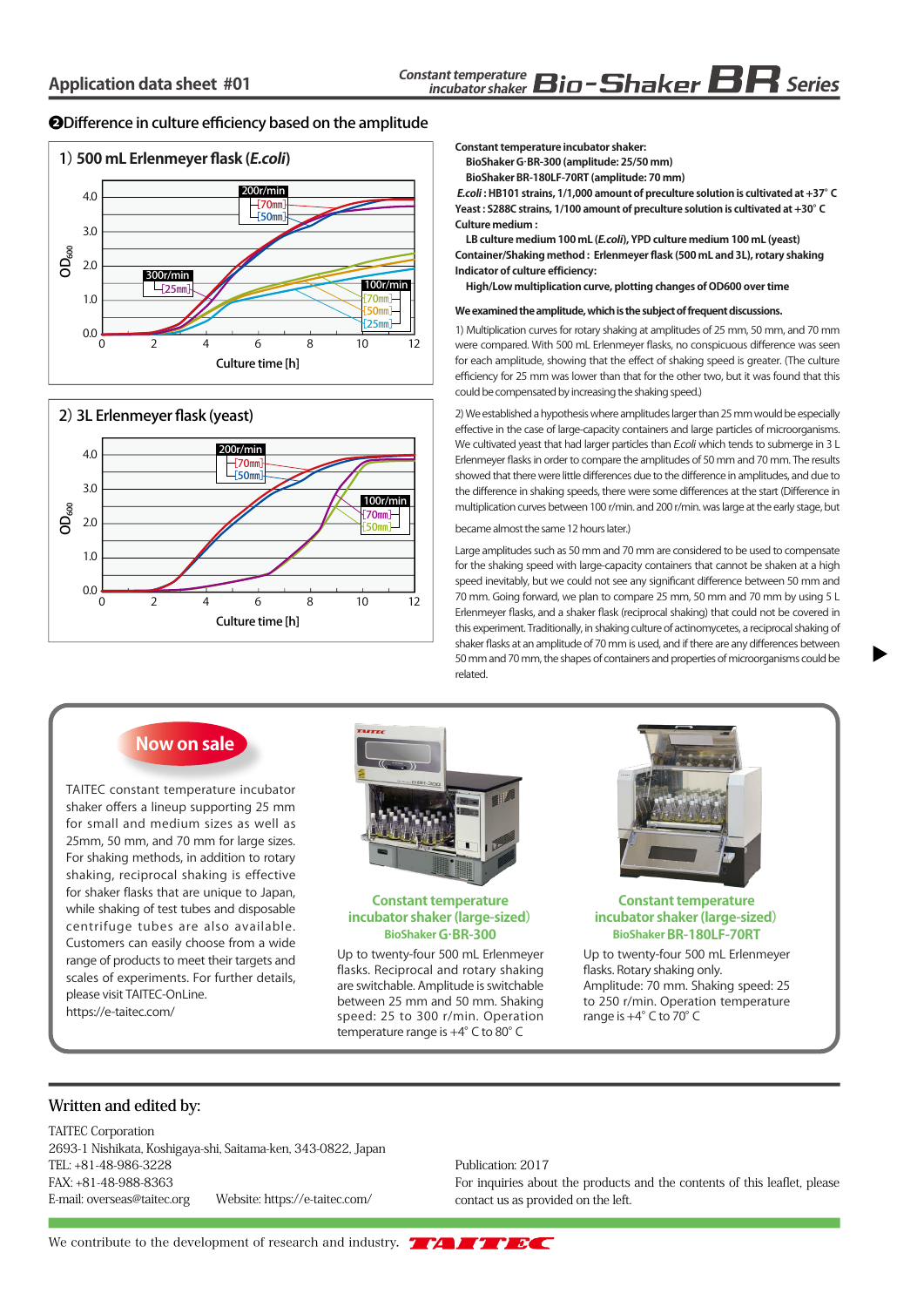## ❷Difference in culture efficiency based on the amplitude

### 1) 500 mL Erlenmeyer flask (*E.coli*)

$OD_{600}$

4.0
3.0
2.0
1.0
0.0

0 2 4 6 8 10 12

Culture time [h]

200r/min
[70mm]
[50mm]

300r/min
[25mm]

100r/min
[70mm]
[50mm]
[25mm]

### 2) 3L Erlenmeyer flask (yeast)

$OD_{600}$

4.0
3.0
2.0
1.0
0.0

0 2 4 6 8 10 12

Culture time [h]

200r/min
[70mm]
[50mm]

100r/min
[70mm]
[50mm]

**Constant temperature incubator shaker:**
**BioShaker G·BR-300 (amplitude: 25/50 mm)**
**BioShaker BR-180LF-70RT (amplitude: 70 mm)**
***E.coli* : HB101 strains, 1/1,000 amount of preculture solution is cultivated at +37° C**
**Yeast : S288C strains, 1/100 amount of preculture solution is cultivated at +30° C**
**Culture medium :**
**LB culture medium 100 mL (*E.coli*), YPD culture medium 100 mL (yeast)**
**Container/Shaking method : Erlenmeyer flask (500 mL and 3L), rotary shaking**
**Indicator of culture efficiency:**
**High/Low multiplication curve, plotting changes of OD600 over time**

**We examined the amplitude, which is the subject of frequent discussions.**

1) Multiplication curves for rotary shaking at amplitudes of 25 mm, 50 mm, and 70 mm were compared. With 500 mL Erlenmeyer flasks, no conspicuous difference was seen for each amplitude, showing that the effect of shaking speed is greater. (The culture efficiency for 25 mm was lower than that for the other two, but it was found that this could be compensated by increasing the shaking speed.)

2) We established a hypothesis where amplitudes larger than 25 mm would be especially effective in the case of large-capacity containers and large particles of microorganisms. We cultivated yeast that had larger particles than *E.coli* which tends to submerge in 3 L Erlenmeyer flasks in order to compare the amplitudes of 50 mm and 70 mm. The results showed that there were little differences due to the difference in amplitudes, and due to the difference in shaking speeds, there were some differences at the start (Difference in multiplication curves between 100 r/min. and 200 r/min. was large at the early stage, but became almost the same 12 hours later.)

Large amplitudes such as 50 mm and 70 mm are considered to be used to compensate for the shaking speed with large-capacity containers that cannot be shaken at a high speed inevitably, but we could not see any significant difference between 50 mm and 70 mm. Going forward, we plan to compare 25 mm, 50 mm and 70 mm by using 5 L Erlenmeyer flasks, and a shaker flask (reciprocal shaking) that could not be covered in this experiment. Traditionally, in shaking culture of actinomycetes, a reciprocal shaking of shaker flasks at an amplitude of 70 mm is used, and if there are any differences between 50 mm and 70 mm, the shapes of containers and properties of microorganisms could be related.

**Now on sale**

TAITEC constant temperature incubator shaker offers a lineup supporting 25 mm for small and medium sizes as well as 25mm, 50 mm, and 70 mm for large sizes. For shaking methods, in addition to rotary shaking, reciprocal shaking is effective for shaker flasks that are unique to Japan, while shaking of test tubes and disposable centrifuge tubes are also available. Customers can easily choose from a wide range of products to meet their targets and scales of experiments. For further details, please visit TAITEC-OnLine.
https://e-taitec.com/

**Constant temperature incubator shaker (large-sized)**
**BioShaker G·BR-300**

Up to twenty-four 500 mL Erlenmeyer flasks. Reciprocal and rotary shaking are switchable. Amplitude is switchable between 25 mm and 50 mm. Shaking speed: 25 to 300 r/min. Operation temperature range is +4° C to 80° C

**Constant temperature incubator shaker (large-sized)**
**BioShaker BR-180LF-70RT**

Up to twenty-four 500 mL Erlenmeyer flasks. Rotary shaking only. Amplitude: 70 mm. Shaking speed: 25 to 250 r/min. Operation temperature range is +4° C to 70° C

## Written and edited by:

TAITEC Corporation
2693-1 Nishikata, Koshigaya-shi, Saitama-ken, 343-0822, Japan
TEL: +81-48-986-3228
FAX: +81-48-988-8363
E-mail: overseas@taitec.org    Website: https://e-taitec.com/

Publication: 2017
For inquiries about the products and the contents of this leaflet, please contact us as provided on the left.

We contribute to the development of research and industry. TAITEC